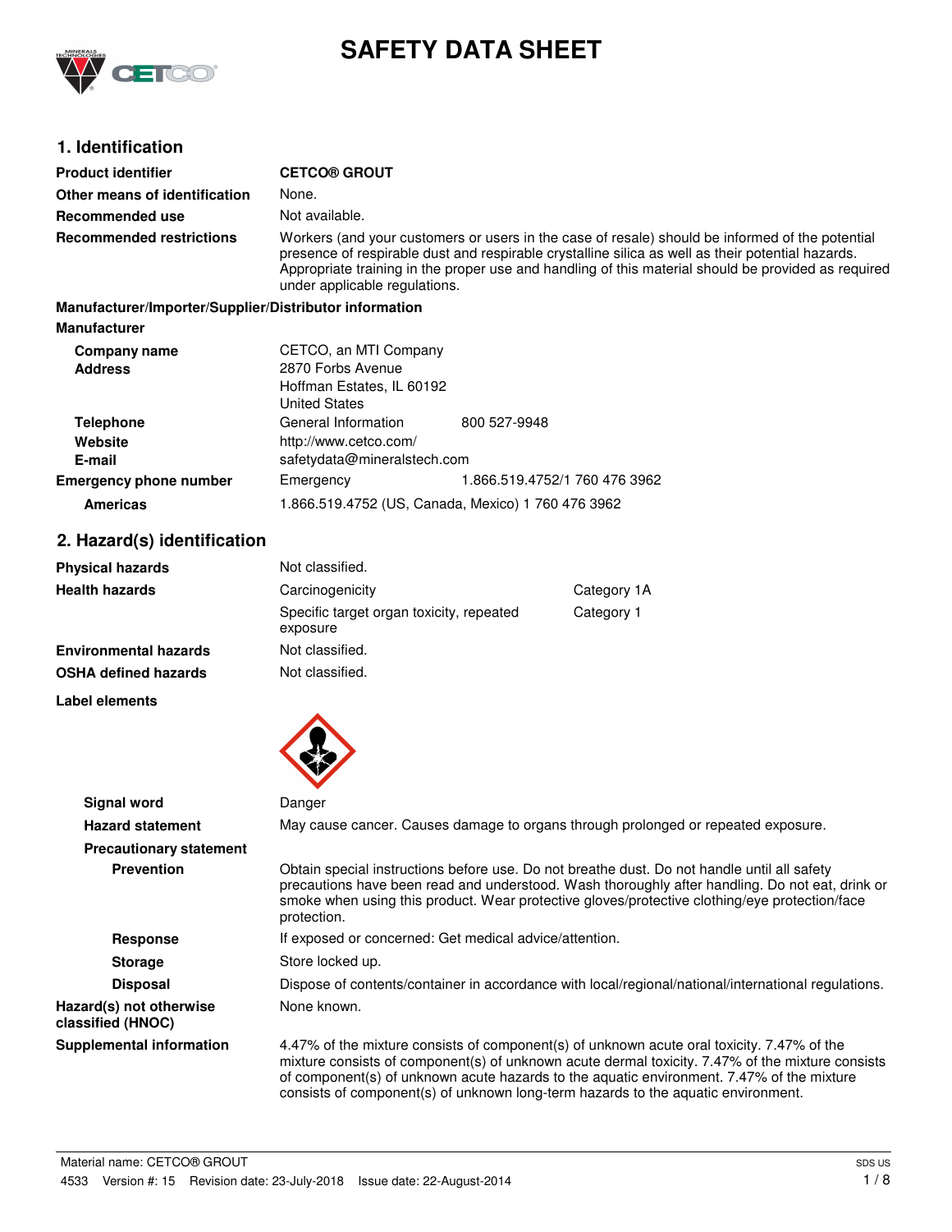# SAFETY DATA SHEET

## 1. Identification

| | |
|---|---|
| **Product identifier** | **CETCO® GROUT** |
| **Other means of identification** | None. |
| **Recommended use** | Not available. |
| **Recommended restrictions** | Workers (and your customers or users in the case of resale) should be informed of the potential presence of respirable dust and respirable crystalline silica as well as their potential hazards. Appropriate training in the proper use and handling of this material should be provided as required under applicable regulations. |

**Manufacturer/Importer/Supplier/Distributor information**

**Manufacturer**

| | | |
|---|---|---|
| **Company name** | CETCO, an MTI Company | |
| **Address** | 2870 Forbs Avenue<br>Hoffman Estates, IL 60192<br>United States | |
| **Telephone** | General Information | 800 527-9948 |
| **Website** | http://www.cetco.com/ | |
| **E-mail** | safetydata@mineralstech.com | |
| **Emergency phone number** | Emergency | 1.866.519.4752/1 760 476 3962 |
| **Americas** | 1.866.519.4752 (US, Canada, Mexico) 1 760 476 3962 | |

## 2. Hazard(s) identification

| | | |
|---|---|---|
| **Physical hazards** | Not classified. | |
| **Health hazards** | Carcinogenicity | Category 1A |
| | Specific target organ toxicity, repeated exposure | Category 1 |
| **Environmental hazards** | Not classified. | |
| **OSHA defined hazards** | Not classified. | |

**Label elements**

| | |
|---|---|
| **Signal word** | Danger |
| **Hazard statement** | May cause cancer. Causes damage to organs through prolonged or repeated exposure. |
| **Precautionary statement** | |
| **Prevention** | Obtain special instructions before use. Do not breathe dust. Do not handle until all safety precautions have been read and understood. Wash thoroughly after handling. Do not eat, drink or smoke when using this product. Wear protective gloves/protective clothing/eye protection/face protection. |
| **Response** | If exposed or concerned: Get medical advice/attention. |
| **Storage** | Store locked up. |
| **Disposal** | Dispose of contents/container in accordance with local/regional/national/international regulations. |
| **Hazard(s) not otherwise classified (HNOC)** | None known. |
| **Supplemental information** | 4.47% of the mixture consists of component(s) of unknown acute oral toxicity. 7.47% of the mixture consists of component(s) of unknown acute dermal toxicity. 7.47% of the mixture consists of component(s) of unknown acute hazards to the aquatic environment. 7.47% of the mixture consists of component(s) of unknown long-term hazards to the aquatic environment. |

Material name: CETCO® GROUT

4533 Version #: 15 Revision date: 23-July-2018 Issue date: 22-August-2014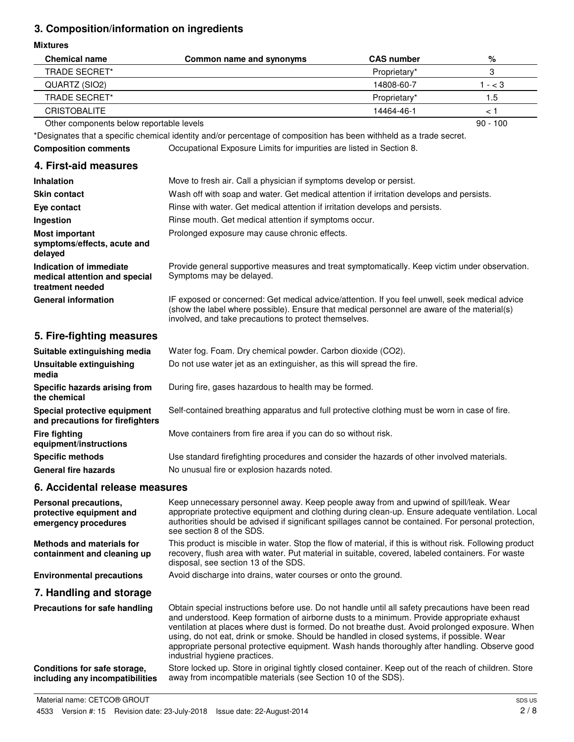## 3. Composition/information on ingredients

**Mixtures**

| Chemical name | Common name and synonyms | CAS number | % |
|---|---|---|---|
| TRADE SECRET* | | Proprietary* | 3 |
| QUARTZ (SIO2) | | 14808-60-7 | 1 - < 3 |
| TRADE SECRET* | | Proprietary* | 1.5 |
| CRISTOBALITE | | 14464-46-1 | < 1 |
| Other components below reportable levels | | | 90 - 100 |

*Designates that a specific chemical identity and/or percentage of composition has been withheld as a trade secret.

**Composition comments** Occupational Exposure Limits for impurities are listed in Section 8.

## 4. First-aid measures

**Inhalation** Move to fresh air. Call a physician if symptoms develop or persist.

**Skin contact** Wash off with soap and water. Get medical attention if irritation develops and persists.

**Eye contact** Rinse with water. Get medical attention if irritation develops and persists.

**Ingestion** Rinse mouth. Get medical attention if symptoms occur.

**Most important symptoms/effects, acute and delayed** Prolonged exposure may cause chronic effects.

**Indication of immediate medical attention and special treatment needed** Provide general supportive measures and treat symptomatically. Keep victim under observation. Symptoms may be delayed.

**General information** IF exposed or concerned: Get medical advice/attention. If you feel unwell, seek medical advice (show the label where possible). Ensure that medical personnel are aware of the material(s) involved, and take precautions to protect themselves.

## 5. Fire-fighting measures

**Suitable extinguishing media** Water fog. Foam. Dry chemical powder. Carbon dioxide ($CO_2$).

**Unsuitable extinguishing media** Do not use water jet as an extinguisher, as this will spread the fire.

**Specific hazards arising from the chemical** During fire, gases hazardous to health may be formed.

**Special protective equipment and precautions for firefighters** Self-contained breathing apparatus and full protective clothing must be worn in case of fire.

**Fire fighting equipment/instructions** Move containers from fire area if you can do so without risk.

**Specific methods** Use standard firefighting procedures and consider the hazards of other involved materials.

**General fire hazards** No unusual fire or explosion hazards noted.

## 6. Accidental release measures

**Personal precautions, protective equipment and emergency procedures** Keep unnecessary personnel away. Keep people away from and upwind of spill/leak. Wear appropriate protective equipment and clothing during clean-up. Ensure adequate ventilation. Local authorities should be advised if significant spillages cannot be contained. For personal protection, see section 8 of the SDS.

**Methods and materials for containment and cleaning up** This product is miscible in water. Stop the flow of material, if this is without risk. Following product recovery, flush area with water. Put material in suitable, covered, labeled containers. For waste disposal, see section 13 of the SDS.

**Environmental precautions** Avoid discharge into drains, water courses or onto the ground.

## 7. Handling and storage

**Precautions for safe handling** Obtain special instructions before use. Do not handle until all safety precautions have been read and understood. Keep formation of airborne dusts to a minimum. Provide appropriate exhaust ventilation at places where dust is formed. Do not breathe dust. Avoid prolonged exposure. When using, do not eat, drink or smoke. Should be handled in closed systems, if possible. Wear appropriate personal protective equipment. Wash hands thoroughly after handling. Observe good industrial hygiene practices.

**Conditions for safe storage, including any incompatibilities** Store locked up. Store in original tightly closed container. Keep out of the reach of children. Store away from incompatible materials (see Section 10 of the SDS).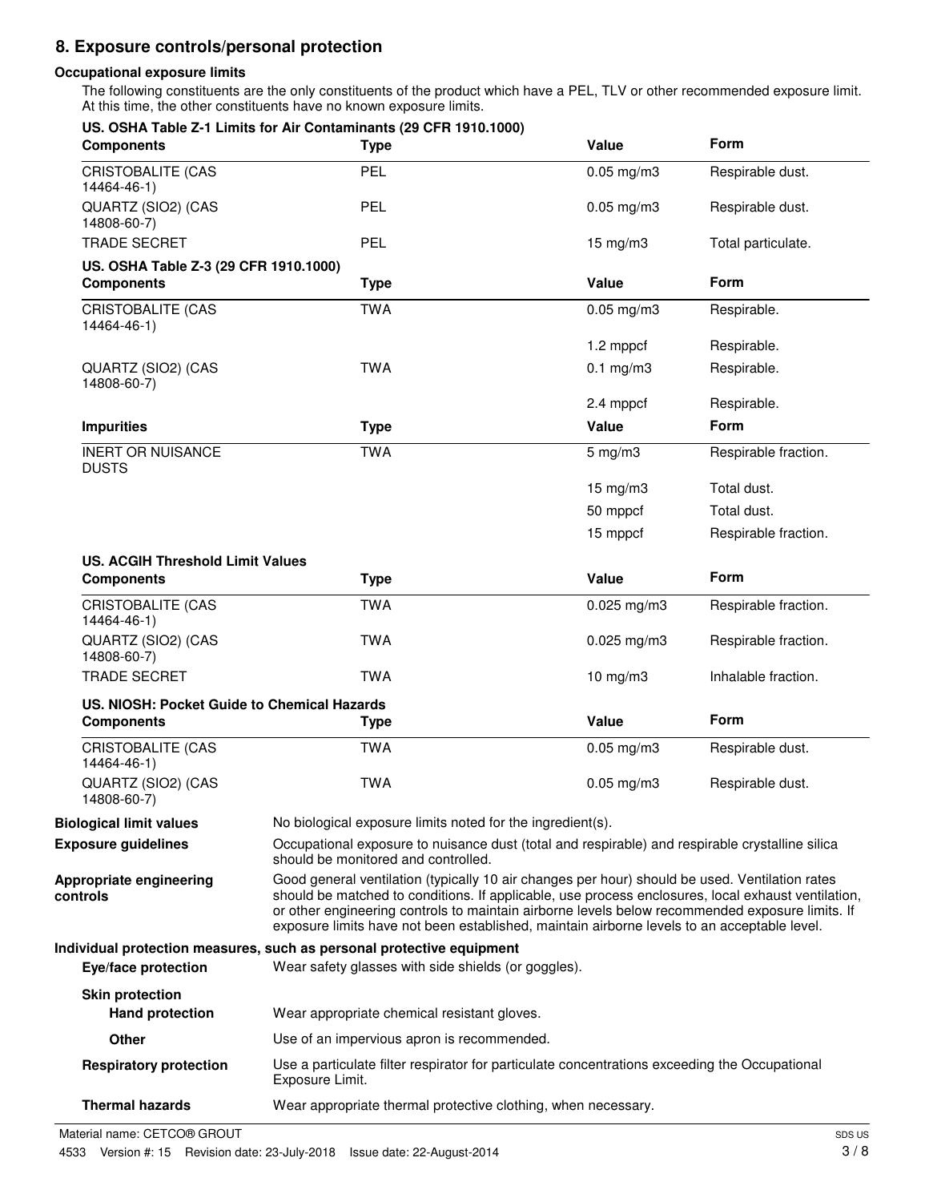## 8. Exposure controls/personal protection

### Occupational exposure limits

The following constituents are the only constituents of the product which have a PEL, TLV or other recommended exposure limit. At this time, the other constituents have no known exposure limits.

**US. OSHA Table Z-1 Limits for Air Contaminants (29 CFR 1910.1000)**

| Components | Type | Value | Form |
|---|---|---|---|
| CRISTOBALITE (CAS 14464-46-1) | PEL | 0.05 mg/m3 | Respirable dust. |
| QUARTZ (SIO2) (CAS 14808-60-7) | PEL | 0.05 mg/m3 | Respirable dust. |
| TRADE SECRET | PEL | 15 mg/m3 | Total particulate. |

**US. OSHA Table Z-3 (29 CFR 1910.1000)**

| Components | Type | Value | Form |
|---|---|---|---|
| CRISTOBALITE (CAS 14464-46-1) | TWA | 0.05 mg/m3 | Respirable. |
| | | 1.2 mppcf | Respirable. |
| QUARTZ (SIO2) (CAS 14808-60-7) | TWA | 0.1 mg/m3 | Respirable. |
| | | 2.4 mppcf | Respirable. |
| **Impurities** | **Type** | **Value** | **Form** |
| INERT OR NUISANCE DUSTS | TWA | 5 mg/m3 | Respirable fraction. |
| | | 15 mg/m3 | Total dust. |
| | | 50 mppcf | Total dust. |
| | | 15 mppcf | Respirable fraction. |

**US. ACGIH Threshold Limit Values**

| Components | Type | Value | Form |
|---|---|---|---|
| CRISTOBALITE (CAS 14464-46-1) | TWA | 0.025 mg/m3 | Respirable fraction. |
| QUARTZ (SIO2) (CAS 14808-60-7) | TWA | 0.025 mg/m3 | Respirable fraction. |
| TRADE SECRET | TWA | 10 mg/m3 | Inhalable fraction. |

**US. NIOSH: Pocket Guide to Chemical Hazards**

| Components | Type | Value | Form |
|---|---|---|---|
| CRISTOBALITE (CAS 14464-46-1) | TWA | 0.05 mg/m3 | Respirable dust. |
| QUARTZ (SIO2) (CAS 14808-60-7) | TWA | 0.05 mg/m3 | Respirable dust. |

**Biological limit values** No biological exposure limits noted for the ingredient(s).

**Exposure guidelines** Occupational exposure to nuisance dust (total and respirable) and respirable crystalline silica should be monitored and controlled.

**Appropriate engineering controls** Good general ventilation (typically 10 air changes per hour) should be used. Ventilation rates should be matched to conditions. If applicable, use process enclosures, local exhaust ventilation, or other engineering controls to maintain airborne levels below recommended exposure limits. If exposure limits have not been established, maintain airborne levels to an acceptable level.

**Individual protection measures, such as personal protective equipment**

**Eye/face protection** Wear safety glasses with side shields (or goggles).

**Skin protection**

**Hand protection** Wear appropriate chemical resistant gloves.

**Other** Use of an impervious apron is recommended.

**Respiratory protection** Use a particulate filter respirator for particulate concentrations exceeding the Occupational Exposure Limit.

**Thermal hazards** Wear appropriate thermal protective clothing, when necessary.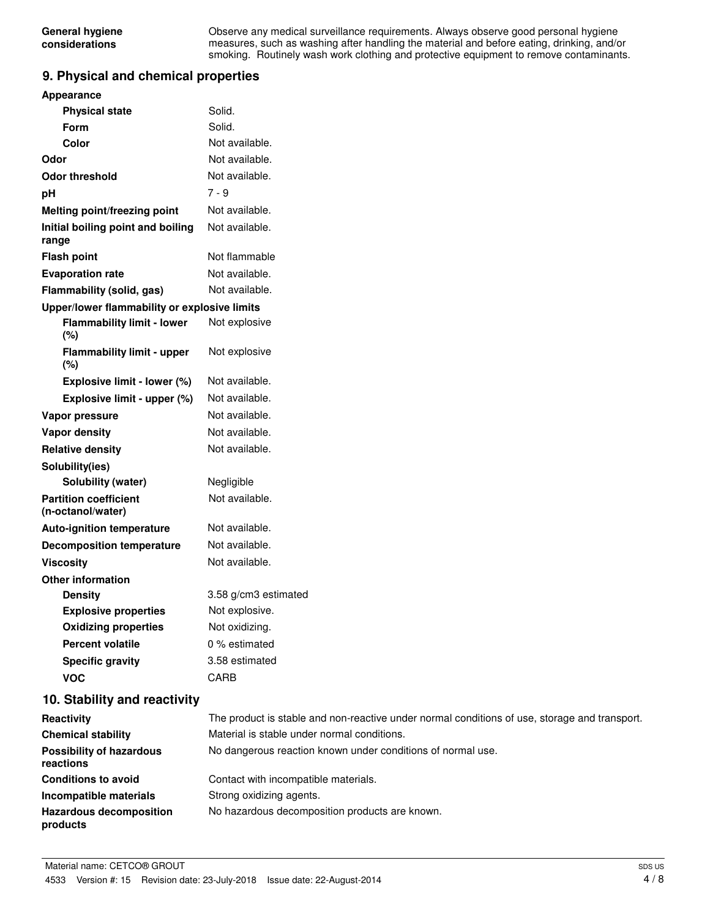| | |
|---|---|
| **General hygiene considerations** | Observe any medical surveillance requirements. Always observe good personal hygiene measures, such as washing after handling the material and before eating, drinking, and/or smoking. Routinely wash work clothing and protective equipment to remove contaminants. |

## 9. Physical and chemical properties

| | |
|---|---|
| **Appearance** | |
| **Physical state** | Solid. |
| **Form** | Solid. |
| **Color** | Not available. |
| **Odor** | Not available. |
| **Odor threshold** | Not available. |
| **pH** | 7 - 9 |
| **Melting point/freezing point** | Not available. |
| **Initial boiling point and boiling range** | Not available. |
| **Flash point** | Not flammable |
| **Evaporation rate** | Not available. |
| **Flammability (solid, gas)** | Not available. |
| **Upper/lower flammability or explosive limits** | |
| **Flammability limit - lower (%)** | Not explosive |
| **Flammability limit - upper (%)** | Not explosive |
| **Explosive limit - lower (%)** | Not available. |
| **Explosive limit - upper (%)** | Not available. |
| **Vapor pressure** | Not available. |
| **Vapor density** | Not available. |
| **Relative density** | Not available. |
| **Solubility(ies)** | |
| **Solubility (water)** | Negligible |
| **Partition coefficient (n-octanol/water)** | Not available. |
| **Auto-ignition temperature** | Not available. |
| **Decomposition temperature** | Not available. |
| **Viscosity** | Not available. |
| **Other information** | |
| **Density** | 3.58 g/cm3 estimated |
| **Explosive properties** | Not explosive. |
| **Oxidizing properties** | Not oxidizing. |
| **Percent volatile** | 0 % estimated |
| **Specific gravity** | 3.58 estimated |
| **VOC** | CARB |

## 10. Stability and reactivity

| | |
|---|---|
| **Reactivity** | The product is stable and non-reactive under normal conditions of use, storage and transport. |
| **Chemical stability** | Material is stable under normal conditions. |
| **Possibility of hazardous reactions** | No dangerous reaction known under conditions of normal use. |
| **Conditions to avoid** | Contact with incompatible materials. |
| **Incompatible materials** | Strong oxidizing agents. |
| **Hazardous decomposition products** | No hazardous decomposition products are known. |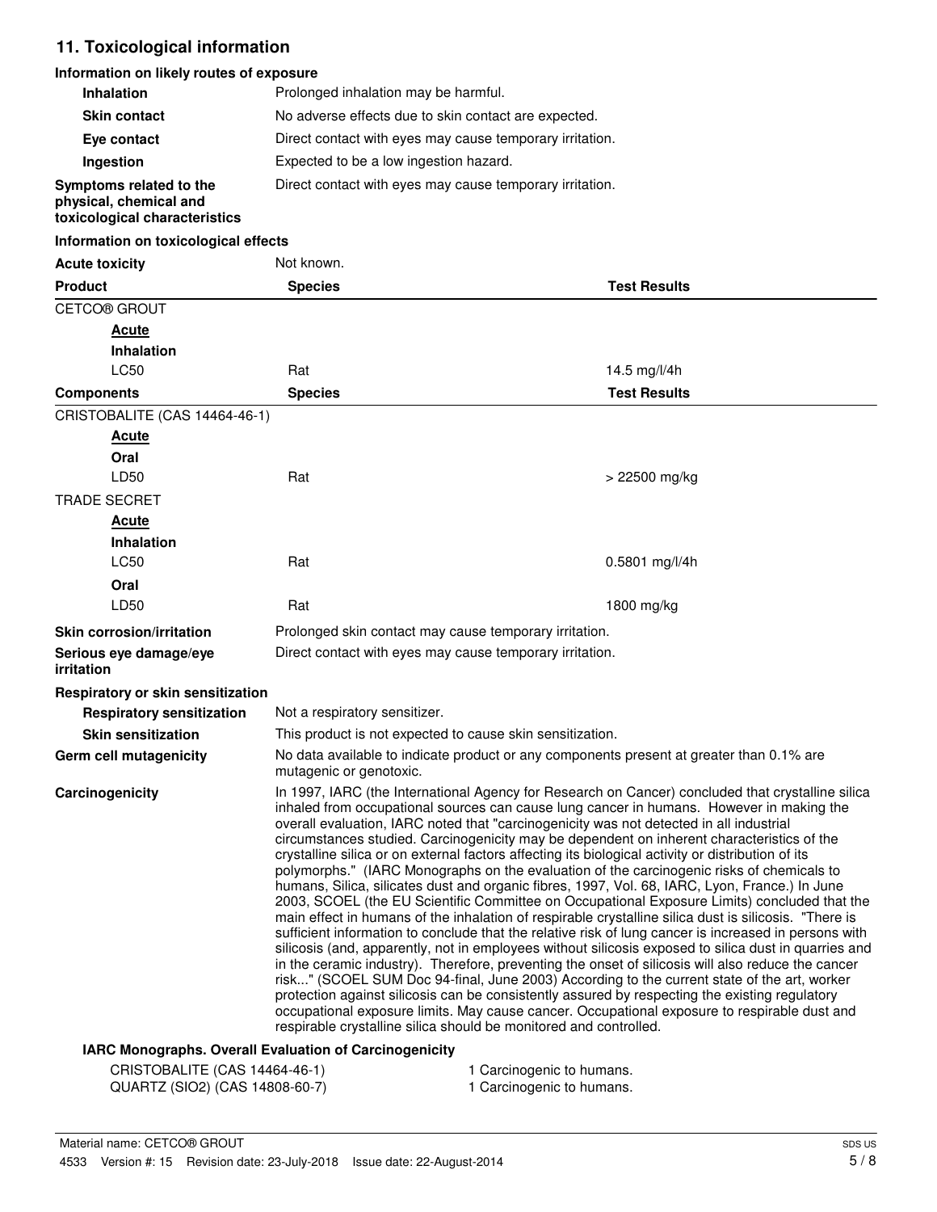## 11. Toxicological information

**Information on likely routes of exposure**

| | |
|---|---|
| **Inhalation** | Prolonged inhalation may be harmful. |
| **Skin contact** | No adverse effects due to skin contact are expected. |
| **Eye contact** | Direct contact with eyes may cause temporary irritation. |
| **Ingestion** | Expected to be a low ingestion hazard. |
| **Symptoms related to the physical, chemical and toxicological characteristics** | Direct contact with eyes may cause temporary irritation. |

**Information on toxicological effects**

**Acute toxicity** Not known.

| Product | Species | Test Results |
|---|---|---|
| CETCO® GROUT | | |
| ***Acute*** | | |
| **Inhalation** | | |
| LC50 | Rat | 14.5 mg/l/4h |
| **Components** | **Species** | **Test Results** |
| CRISTOBALITE (CAS 14464-46-1) | | |
| ***Acute*** | | |
| **Oral** | | |
| LD50 | Rat | > 22500 mg/kg |
| TRADE SECRET | | |
| ***Acute*** | | |
| **Inhalation** | | |
| LC50 | Rat | 0.5801 mg/l/4h |
| **Oral** | | |
| LD50 | Rat | 1800 mg/kg |

| | |
|---|---|
| **Skin corrosion/irritation** | Prolonged skin contact may cause temporary irritation. |
| **Serious eye damage/eye irritation** | Direct contact with eyes may cause temporary irritation. |

**Respiratory or skin sensitization**

| | |
|---|---|
| **Respiratory sensitization** | Not a respiratory sensitizer. |
| **Skin sensitization** | This product is not expected to cause skin sensitization. |
| **Germ cell mutagenicity** | No data available to indicate product or any components present at greater than 0.1% are mutagenic or genotoxic. |

**Carcinogenicity**

In 1997, IARC (the International Agency for Research on Cancer) concluded that crystalline silica inhaled from occupational sources can cause lung cancer in humans. However in making the overall evaluation, IARC noted that "carcinogenicity was not detected in all industrial circumstances studied. Carcinogenicity may be dependent on inherent characteristics of the crystalline silica or on external factors affecting its biological activity or distribution of its polymorphs." (IARC Monographs on the evaluation of the carcinogenic risks of chemicals to humans, Silica, silicates dust and organic fibres, 1997, Vol. 68, IARC, Lyon, France.) In June 2003, SCOEL (the EU Scientific Committee on Occupational Exposure Limits) concluded that the main effect in humans of the inhalation of respirable crystalline silica dust is silicosis. "There is sufficient information to conclude that the relative risk of lung cancer is increased in persons with silicosis (and, apparently, not in employees without silicosis exposed to silica dust in quarries and in the ceramic industry). Therefore, preventing the onset of silicosis will also reduce the cancer risk..." (SCOEL SUM Doc 94-final, June 2003) According to the current state of the art, worker protection against silicosis can be consistently assured by respecting the existing regulatory occupational exposure limits. May cause cancer. Occupational exposure to respirable dust and respirable crystalline silica should be monitored and controlled.

**IARC Monographs. Overall Evaluation of Carcinogenicity**

| | |
|---|---|
| CRISTOBALITE (CAS 14464-46-1) | 1 Carcinogenic to humans. |
| QUARTZ (SIO2) (CAS 14808-60-7) | 1 Carcinogenic to humans. |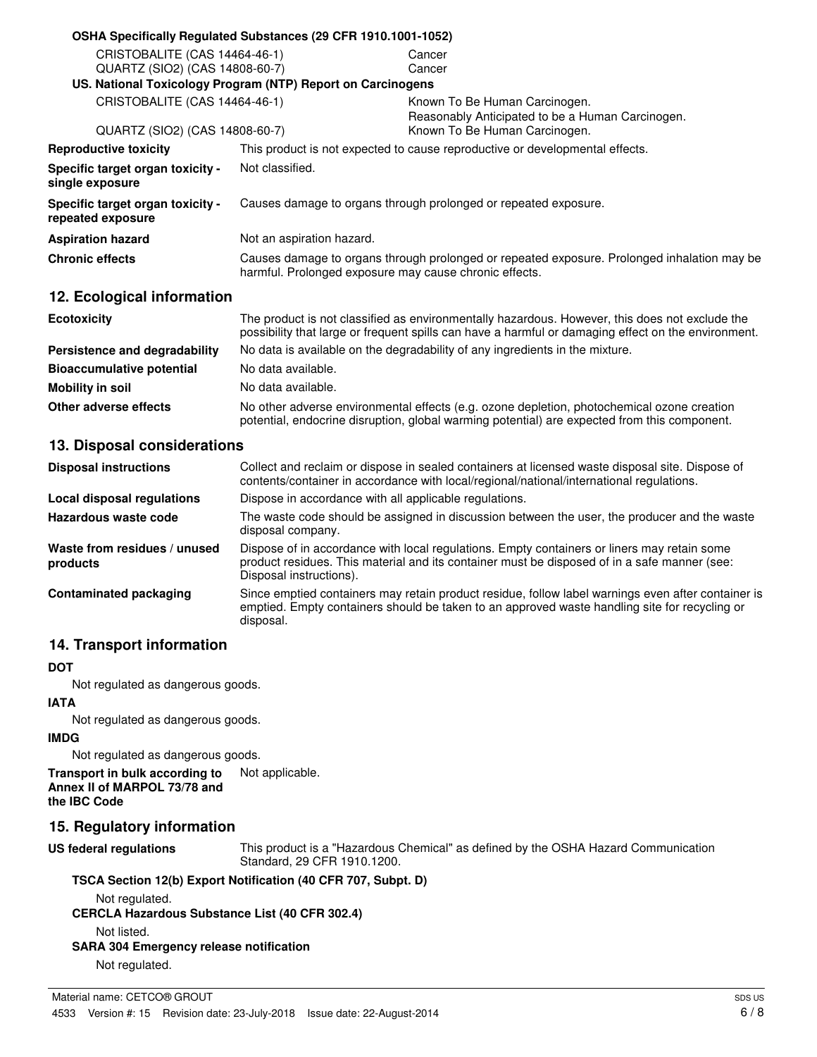**OSHA Specifically Regulated Substances (29 CFR 1910.1001-1052)**

| | |
|---|---|
| CRISTOBALITE (CAS 14464-46-1) | Cancer |
| QUARTZ (SIO2) (CAS 14808-60-7) | Cancer |

**US. National Toxicology Program (NTP) Report on Carcinogens**

| | |
|---|---|
| CRISTOBALITE (CAS 14464-46-1) | Known To Be Human Carcinogen.<br>Reasonably Anticipated to be a Human Carcinogen. |
| QUARTZ (SIO2) (CAS 14808-60-7) | Known To Be Human Carcinogen. |

| | |
|---|---|
| **Reproductive toxicity** | This product is not expected to cause reproductive or developmental effects. |
| **Specific target organ toxicity - single exposure** | Not classified. |
| **Specific target organ toxicity - repeated exposure** | Causes damage to organs through prolonged or repeated exposure. |
| **Aspiration hazard** | Not an aspiration hazard. |
| **Chronic effects** | Causes damage to organs through prolonged or repeated exposure. Prolonged inhalation may be harmful. Prolonged exposure may cause chronic effects. |

## 12. Ecological information

| | |
|---|---|
| **Ecotoxicity** | The product is not classified as environmentally hazardous. However, this does not exclude the possibility that large or frequent spills can have a harmful or damaging effect on the environment. |
| **Persistence and degradability** | No data is available on the degradability of any ingredients in the mixture. |
| **Bioaccumulative potential** | No data available. |
| **Mobility in soil** | No data available. |
| **Other adverse effects** | No other adverse environmental effects (e.g. ozone depletion, photochemical ozone creation potential, endocrine disruption, global warming potential) are expected from this component. |

## 13. Disposal considerations

| | |
|---|---|
| **Disposal instructions** | Collect and reclaim or dispose in sealed containers at licensed waste disposal site. Dispose of contents/container in accordance with local/regional/national/international regulations. |
| **Local disposal regulations** | Dispose in accordance with all applicable regulations. |
| **Hazardous waste code** | The waste code should be assigned in discussion between the user, the producer and the waste disposal company. |
| **Waste from residues / unused products** | Dispose of in accordance with local regulations. Empty containers or liners may retain some product residues. This material and its container must be disposed of in a safe manner (see: Disposal instructions). |
| **Contaminated packaging** | Since emptied containers may retain product residue, follow label warnings even after container is emptied. Empty containers should be taken to an approved waste handling site for recycling or disposal. |

## 14. Transport information

**DOT**

Not regulated as dangerous goods.

**IATA**

Not regulated as dangerous goods.

**IMDG**

Not regulated as dangerous goods.

**Transport in bulk according to Annex II of MARPOL 73/78 and the IBC Code** Not applicable.

## 15. Regulatory information

**US federal regulations** This product is a "Hazardous Chemical" as defined by the OSHA Hazard Communication Standard, 29 CFR 1910.1200.

**TSCA Section 12(b) Export Notification (40 CFR 707, Subpt. D)**

Not regulated.

**CERCLA Hazardous Substance List (40 CFR 302.4)**

Not listed.

**SARA 304 Emergency release notification**

Not regulated.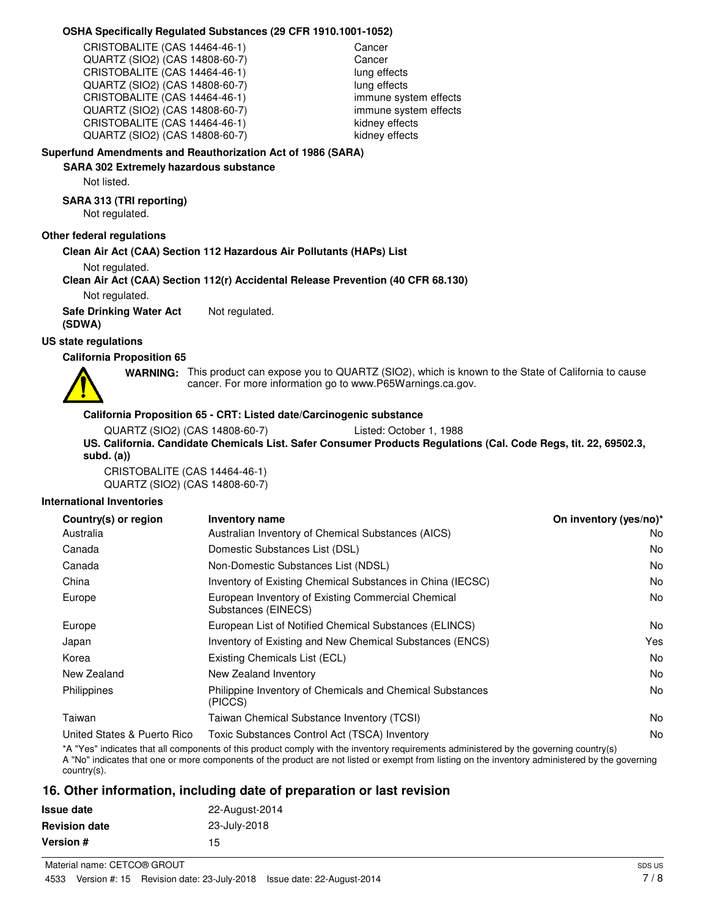**OSHA Specifically Regulated Substances (29 CFR 1910.1001-1052)**

| | |
|---|---|
| CRISTOBALITE (CAS 14464-46-1) | Cancer |
| QUARTZ (SIO2) (CAS 14808-60-7) | Cancer |
| CRISTOBALITE (CAS 14464-46-1) | lung effects |
| QUARTZ (SIO2) (CAS 14808-60-7) | lung effects |
| CRISTOBALITE (CAS 14464-46-1) | immune system effects |
| QUARTZ (SIO2) (CAS 14808-60-7) | immune system effects |
| CRISTOBALITE (CAS 14464-46-1) | kidney effects |
| QUARTZ (SIO2) (CAS 14808-60-7) | kidney effects |

**Superfund Amendments and Reauthorization Act of 1986 (SARA)**

**SARA 302 Extremely hazardous substance**

Not listed.

**SARA 313 (TRI reporting)**

Not regulated.

**Other federal regulations**

**Clean Air Act (CAA) Section 112 Hazardous Air Pollutants (HAPs) List**

Not regulated.

**Clean Air Act (CAA) Section 112(r) Accidental Release Prevention (40 CFR 68.130)**

Not regulated.

**Safe Drinking Water Act (SDWA)** Not regulated.

**US state regulations**

**California Proposition 65**

**WARNING:** This product can expose you to QUARTZ (SIO2), which is known to the State of California to cause cancer. For more information go to www.P65Warnings.ca.gov.

**California Proposition 65 - CRT: Listed date/Carcinogenic substance**

QUARTZ (SIO2) (CAS 14808-60-7) Listed: October 1, 1988

**US. California. Candidate Chemicals List. Safer Consumer Products Regulations (Cal. Code Regs, tit. 22, 69502.3, subd. (a))**

CRISTOBALITE (CAS 14464-46-1)
QUARTZ (SIO2) (CAS 14808-60-7)

**International Inventories**

| Country(s) or region | Inventory name | On inventory (yes/no)* |
|---|---|---|
| Australia | Australian Inventory of Chemical Substances (AICS) | No |
| Canada | Domestic Substances List (DSL) | No |
| Canada | Non-Domestic Substances List (NDSL) | No |
| China | Inventory of Existing Chemical Substances in China (IECSC) | No |
| Europe | European Inventory of Existing Commercial Chemical Substances (EINECS) | No |
| Europe | European List of Notified Chemical Substances (ELINCS) | No |
| Japan | Inventory of Existing and New Chemical Substances (ENCS) | Yes |
| Korea | Existing Chemicals List (ECL) | No |
| New Zealand | New Zealand Inventory | No |
| Philippines | Philippine Inventory of Chemicals and Chemical Substances (PICCS) | No |
| Taiwan | Taiwan Chemical Substance Inventory (TCSI) | No |
| United States & Puerto Rico | Toxic Substances Control Act (TSCA) Inventory | No |

*A "Yes" indicates that all components of this product comply with the inventory requirements administered by the governing country(s)
A "No" indicates that one or more components of the product are not listed or exempt from listing on the inventory administered by the governing country(s).

## 16. Other information, including date of preparation or last revision

| | |
|---|---|
| **Issue date** | 22-August-2014 |
| **Revision date** | 23-July-2018 |
| **Version #** | 15 |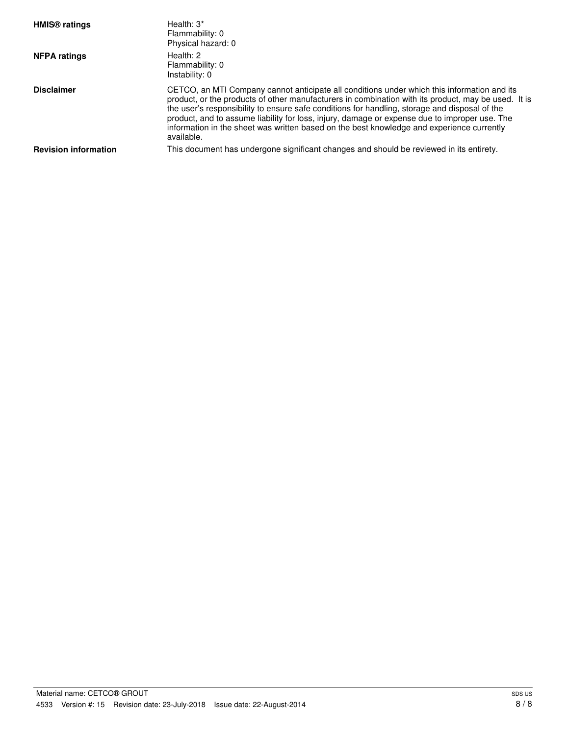**HMIS® ratings**

Health: 3*
Flammability: 0
Physical hazard: 0

**NFPA ratings**

Health: 2
Flammability: 0
Instability: 0

**Disclaimer**

CETCO, an MTI Company cannot anticipate all conditions under which this information and its product, or the products of other manufacturers in combination with its product, may be used. It is the user's responsibility to ensure safe conditions for handling, storage and disposal of the product, and to assume liability for loss, injury, damage or expense due to improper use. The information in the sheet was written based on the best knowledge and experience currently available.

**Revision information**

This document has undergone significant changes and should be reviewed in its entirety.